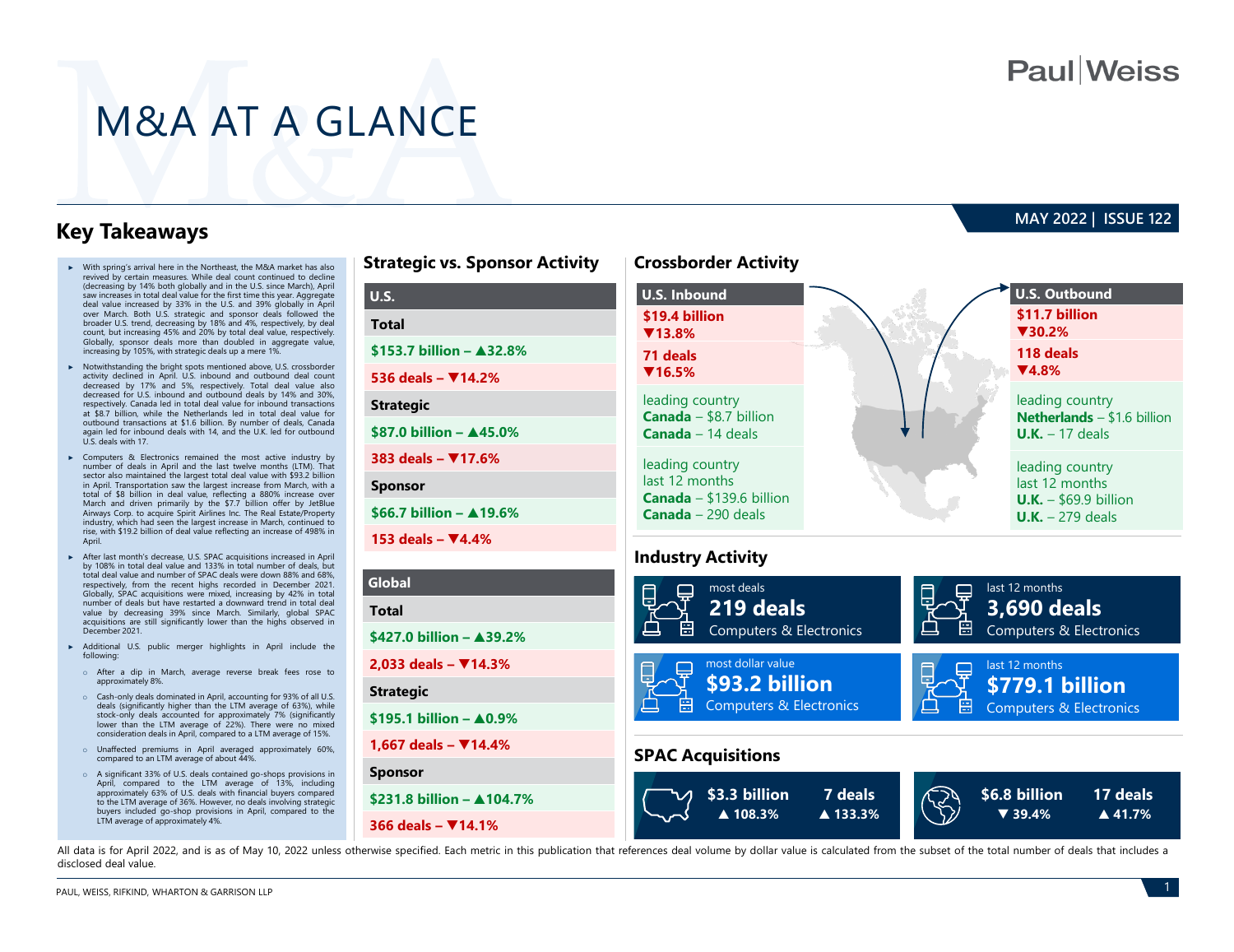# M&A AT A GLANCE

MAY 2022 | ISSUE 122

## Key Takeaways

- With spring's arrival here in the Northeast, the M&A market has also revived by certain measures. While deal count continued to decline (decreasing by 14% both globally and in the U.S. since March), April saw increases in total deal value for the first time this year. Aggregate deal value increased by 33% in the U.S. and 39% globally in April over March. Both U.S. strategic and sponsor deals followed the broader U.S. trend, decreasing by 18% and 4%, respectively, by deal count, but increasing 45% and 20% by total deal value, respectively. Globally, sponsor deals more than doubled in aggregate value, increasing by 105%, with strategic deals up a mere 1%.
- Notwithstanding the bright spots mentioned above, U.S. crossborder activity declined in April. U.S. inbound and outbound deal count decreased by 17% and 5%, respectively. Total deal value also decreased for U.S. inbound and outbound deals by 14% and 30%, respectively. Canada led in total deal value for inbound transactions at $8.7 billion, while the Netherlands led in total deal value for outbound transactions at $1.6 billion. By number of deals, Canada again led for inbound deals with 14, and the U.K. led for outbound U.S. deals with 17.
- Computers & Electronics remained the most active industry by number of deals in April and the last twelve months (LTM). That sector also maintained the largest total deal value with $93.2 billion in April. Transportation saw the largest increase from March, with a total of $8 billion in deal value, reflecting a 880% increase over March and driven primarily by the $7.7 billion offer by JetBlue Airways Corp. to acquire Spirit Airlines Inc. The Real Estate/Property industry, which had seen the largest increase in March, continued to rise, with $19.2 billion of deal value reflecting an increase of 498% in April.
- After last month's decrease, U.S. SPAC acquisitions increased in April by 108% in total deal value and 133% in total number of deals, but total deal value and number of SPAC deals were down 88% and 68%, respectively, from the recent highs recorded in December 2021. Globally, SPAC acquisitions were mixed, increasing by 42% in total number of deals but have restarted a downward trend in total deal value by decreasing 39% since March. Similarly, global SPAC acquisitions are still significantly lower than the highs observed in December 2021.
- Additional U.S. public merger highlights in April include the following:
  - After a dip in March, average reverse break fees rose to approximately 8%.
  - Cash-only deals dominated in April, accounting for 93% of all U.S. deals (significantly higher than the LTM average of 63%), while stock-only deals accounted for approximately 7% (significantly lower than the LTM average of 22%). There were no mixed consideration deals in April, compared to a LTM average of 15%.
  - Unaffected premiums in April averaged approximately 60%, compared to an LTM average of about 44%.
  - A significant 33% of U.S. deals contained go-shops provisions in April, compared to the LTM average of 13%, including approximately 63% of U.S. deals with financial buyers compared to the LTM average of 36%. However, no deals involving strategic buyers included go-shop provisions in April, compared to the LTM average of approximately 4%.

## Strategic vs. Sponsor Activity

| U.S. |
|---|
| **Total** |
| $153.7 billion – ▲32.8% |
| 536 deals – ▼14.2% |
| **Strategic** |
| $87.0 billion – ▲45.0% |
| 383 deals – ▼17.6% |
| **Sponsor** |
| $66.7 billion – ▲19.6% |
| 153 deals – ▼4.4% |

| Global |
|---|
| **Total** |
| $427.0 billion – ▲39.2% |
| 2,033 deals – ▼14.3% |
| **Strategic** |
| $195.1 billion – ▲0.9% |
| 1,667 deals – ▼14.4% |
| **Sponsor** |
| $231.8 billion – ▲104.7% |
| 366 deals – ▼14.1% |

## Crossborder Activity

**U.S. Inbound**

$19.4 billion ▼13.8%

71 deals ▼16.5%

leading country
**Canada** – $8.7 billion
**Canada** – 14 deals

leading country last 12 months
**Canada** – $139.6 billion
**Canada** – 290 deals

**U.S. Outbound**

$11.7 billion ▼30.2%

118 deals ▼4.8%

leading country
**Netherlands** – $1.6 billion
**U.K.** – 17 deals

leading country last 12 months
**U.K.** – $69.9 billion
**U.K.** – 279 deals

## Industry Activity

most deals
**219 deals**
Computers & Electronics

last 12 months
**3,690 deals**
Computers & Electronics

most dollar value
**$93.2 billion**
Computers & Electronics

last 12 months
**$779.1 billion**
Computers & Electronics

## SPAC Acquisitions

U.S.: **$3.3 billion** ▲108.3% | **7 deals** ▲133.3%

Global: **$6.8 billion** ▼39.4% | **17 deals** ▲41.7%

All data is for April 2022, and is as of May 10, 2022 unless otherwise specified. Each metric in this publication that references deal volume by dollar value is calculated from the subset of the total number of deals that includes a disclosed deal value.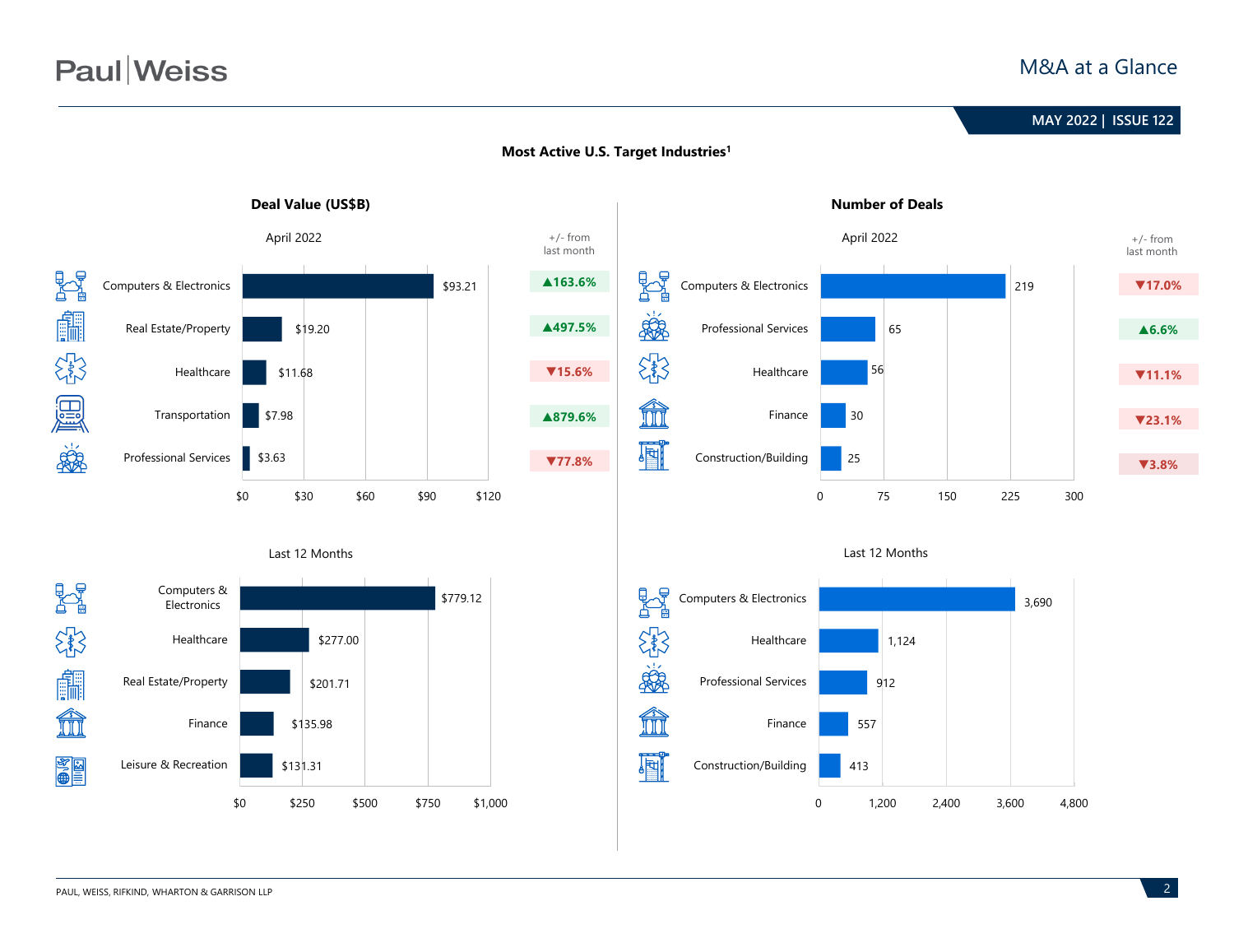## Most Active U.S. Target Industries[1]

### Deal Value (US$B)

April 2022

+/- from last month

Computers & Electronics
$93.21
▲163.6%

Real Estate/Property
$19.20
▲497.5%

Healthcare
$11.68
▼15.6%

Transportation
$7.98
▲879.6%

Professional Services
$3.63
▼77.8%

$0
$30
$60
$90
$120

Last 12 Months

Computers & Electronics
$779.12

Healthcare
$277.00

Real Estate/Property
$201.71

Finance
$135.98

Leisure & Recreation
$131.31

$0
$250
$500
$750
$1,000

### Number of Deals

April 2022

+/- from last month

Computers & Electronics
219
▼17.0%

Professional Services
65
▲6.6%

Healthcare
56
▼11.1%

Finance
30
▼23.1%

Construction/Building
25
▼3.8%

0
75
150
225
300

Last 12 Months

Computers & Electronics
3,690

Healthcare
1,124

Professional Services
912

Finance
557

Construction/Building
413

0
1,200
2,400
3,600
4,800

PAUL, WEISS, RIFKIND, WHARTON & GARRISON LLP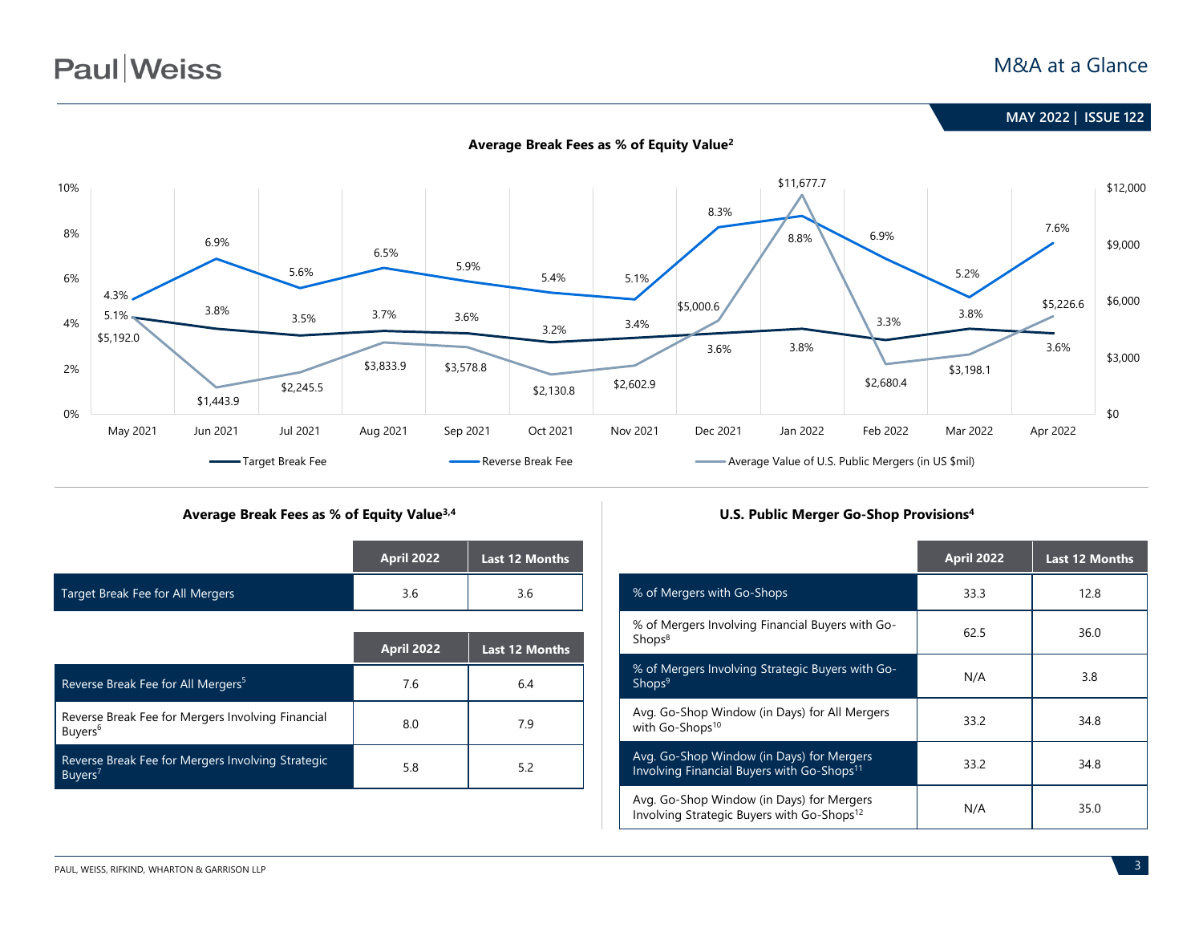**Average Break Fees as % of Equity Value[2]**

10%
8%
6%
4%
2%
0%

$12,000
$9,000
$6,000
$3,000
$0

May 2021 | Jun 2021 | Jul 2021 | Aug 2021 | Sep 2021 | Oct 2021 | Nov 2021 | Dec 2021 | Jan 2022 | Feb 2022 | Mar 2022 | Apr 2022

4.3%
5.1%
$5,192.0
6.9%
3.8%
$1,443.9
5.6%
3.5%
$2,245.5
6.5%
3.7%
$3,833.9
5.9%
3.6%
$3,578.8
5.4%
3.2%
$2,130.8
5.1%
3.4%
$2,602.9
8.3%
$5,000.6
3.6%
$11,677.7
8.8%
3.8%
6.9%
3.3%
$2,680.4
5.2%
3.8%
$3,198.1
7.6%
$5,226.6
3.6%

Target Break Fee
Reverse Break Fee
Average Value of U.S. Public Mergers (in US $mil)

**Average Break Fees as % of Equity Value[3,4]**

| | April 2022 | Last 12 Months |
|---|---|---|
| Target Break Fee for All Mergers | 3.6 | 3.6 |

| | April 2022 | Last 12 Months |
|---|---|---|
| Reverse Break Fee for All Mergers[5] | 7.6 | 6.4 |
| Reverse Break Fee for Mergers Involving Financial Buyers[6] | 8.0 | 7.9 |
| Reverse Break Fee for Mergers Involving Strategic Buyers[7] | 5.8 | 5.2 |

**U.S. Public Merger Go-Shop Provisions[4]**

| | April 2022 | Last 12 Months |
|---|---|---|
| % of Mergers with Go-Shops | 33.3 | 12.8 |
| % of Mergers Involving Financial Buyers with Go-Shops[8] | 62.5 | 36.0 |
| % of Mergers Involving Strategic Buyers with Go-Shops[9] | N/A | 3.8 |
| Avg. Go-Shop Window (in Days) for All Mergers with Go-Shops[10] | 33.2 | 34.8 |
| Avg. Go-Shop Window (in Days) for Mergers Involving Financial Buyers with Go-Shops[11] | 33.2 | 34.8 |
| Avg. Go-Shop Window (in Days) for Mergers Involving Strategic Buyers with Go-Shops[12] | N/A | 35.0 |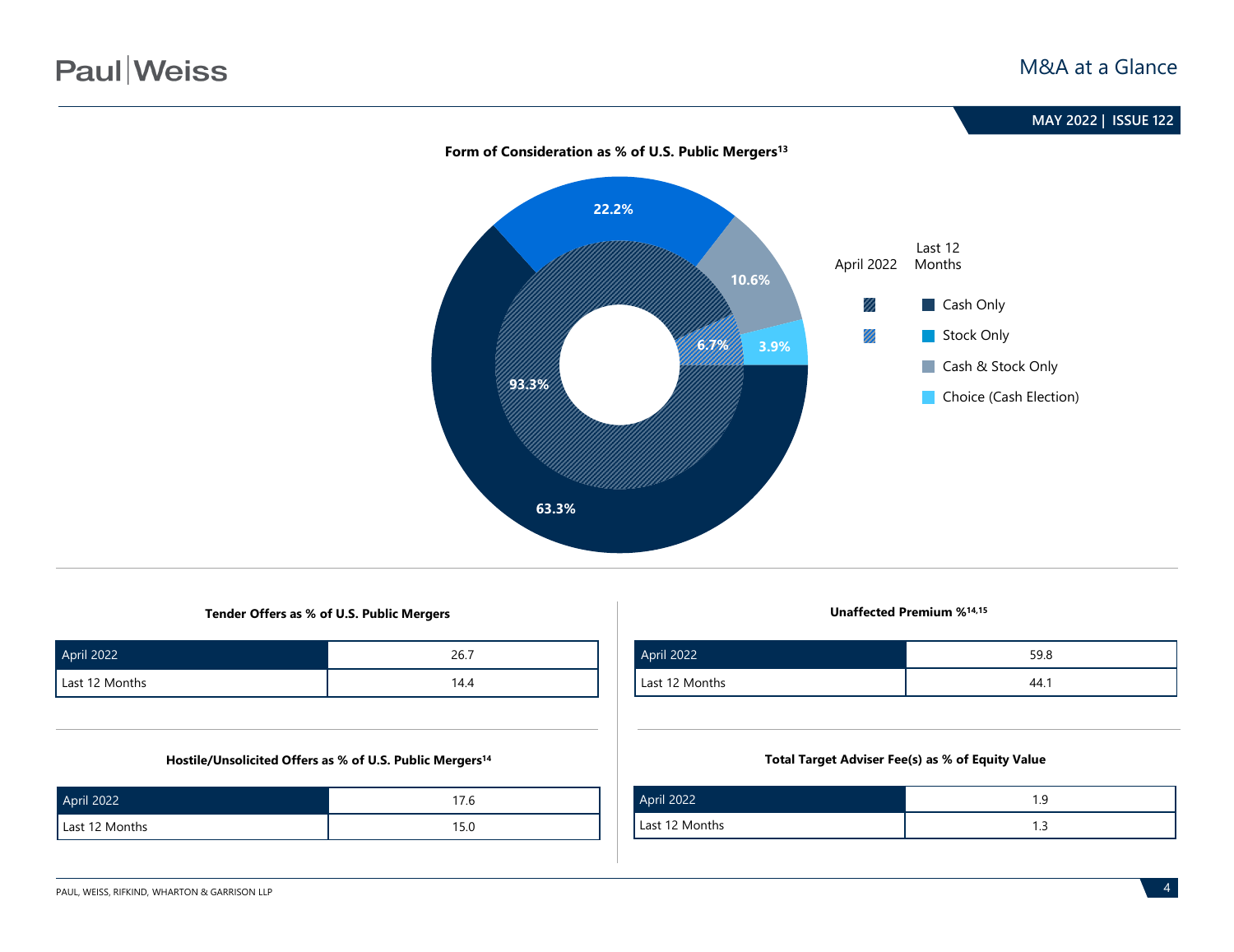### Form of Consideration as % of U.S. Public Mergers[13]

22.2%
10.6%
6.7%
3.9%
93.3%
63.3%

April 2022
Last 12 Months

Cash Only
Stock Only
Cash & Stock Only
Choice (Cash Election)

### Tender Offers as % of U.S. Public Mergers

| | |
|---|---|
| April 2022 | 26.7 |
| Last 12 Months | 14.4 |

### Unaffected Premium %[14,15]

| | |
|---|---|
| April 2022 | 59.8 |
| Last 12 Months | 44.1 |

### Hostile/Unsolicited Offers as % of U.S. Public Mergers[14]

| | |
|---|---|
| April 2022 | 17.6 |
| Last 12 Months | 15.0 |

### Total Target Adviser Fee(s) as % of Equity Value

| | |
|---|---|
| April 2022 | 1.9 |
| Last 12 Months | 1.3 |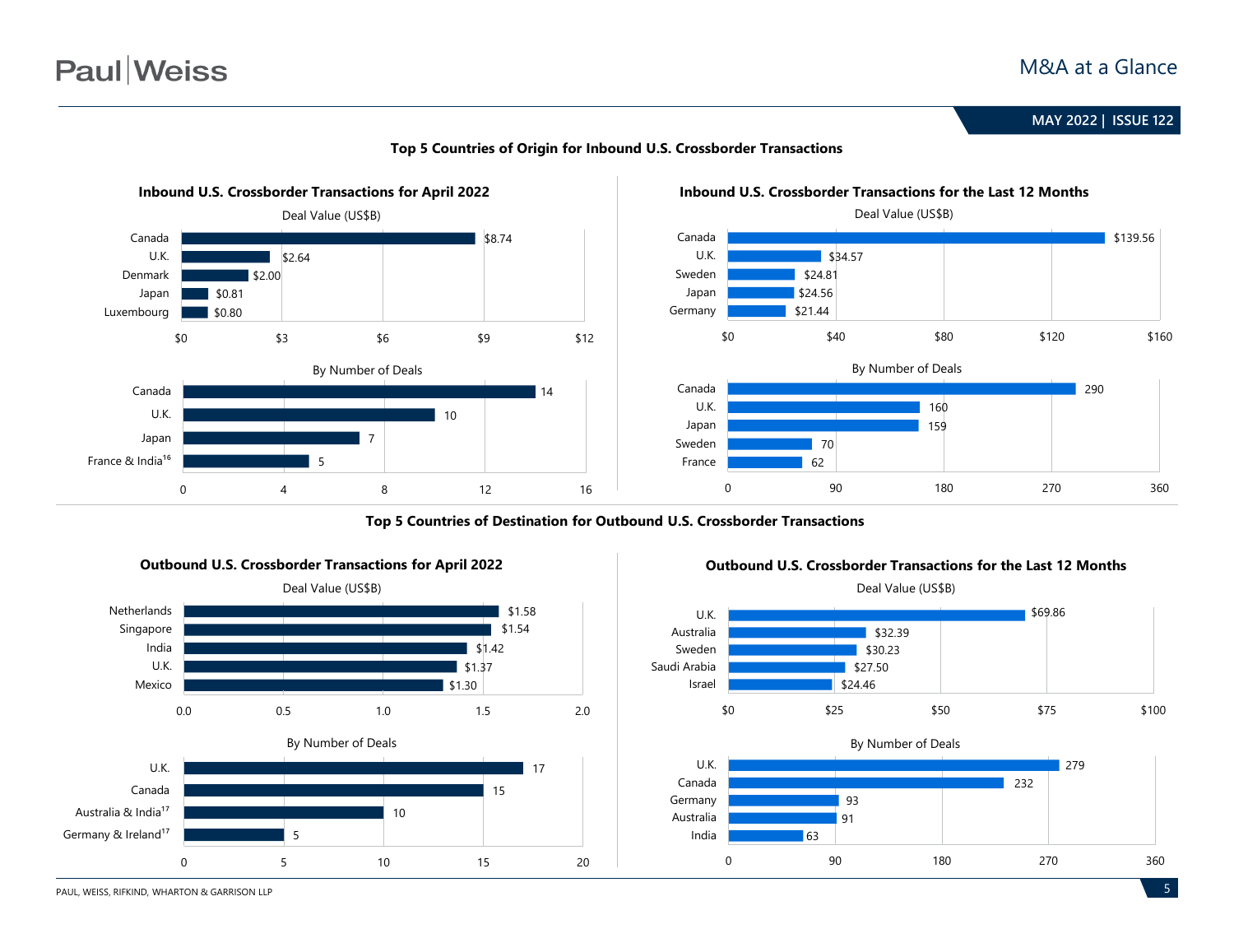## Top 5 Countries of Origin for Inbound U.S. Crossborder Transactions

### Inbound U.S. Crossborder Transactions for April 2022

Deal Value (US$B)

Canada $8.74
U.K. $2.64
Denmark $2.00
Japan $0.81
Luxembourg $0.80

$0 $3 $6 $9 $12

By Number of Deals

Canada 14
U.K. 10
Japan 7
France & India[16] 5

0 4 8 12 16

### Inbound U.S. Crossborder Transactions for the Last 12 Months

Deal Value (US$B)

Canada $139.56
U.K. $34.57
Sweden $24.81
Japan $24.56
Germany $21.44

$0 $40 $80 $120 $160

By Number of Deals

Canada 290
U.K. 160
Japan 159
Sweden 70
France 62

0 90 180 270 360

## Top 5 Countries of Destination for Outbound U.S. Crossborder Transactions

### Outbound U.S. Crossborder Transactions for April 2022

Deal Value (US$B)

Netherlands $1.58
Singapore $1.54
India $1.42
U.K. $1.37
Mexico $1.30

0.0 0.5 1.0 1.5 2.0

By Number of Deals

U.K. 17
Canada 15
Australia & India[17] 10
Germany & Ireland[17] 5

0 5 10 15 20

### Outbound U.S. Crossborder Transactions for the Last 12 Months

Deal Value (US$B)

U.K. $69.86
Australia $32.39
Sweden $30.23
Saudi Arabia $27.50
Israel $24.46

$0 $25 $50 $75 $100

By Number of Deals

U.K. 279
Canada 232
Germany 93
Australia 91
India 63

0 90 180 270 360

PAUL, WEISS, RIFKIND, WHARTON & GARRISON LLP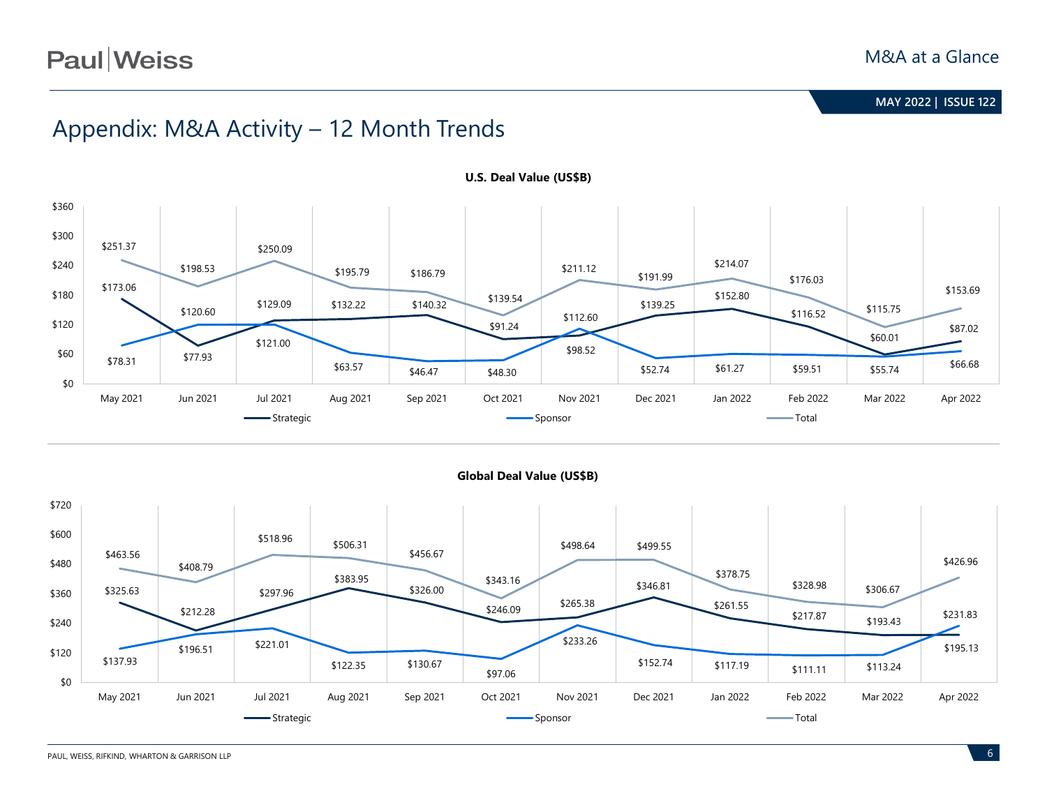# Appendix: M&A Activity – 12 Month Trends

**U.S. Deal Value (US$B)**

$360
$300
$240
$180
$120
$60
$0

May 2021 | Jun 2021 | Jul 2021 | Aug 2021 | Sep 2021 | Oct 2021 | Nov 2021 | Dec 2021 | Jan 2022 | Feb 2022 | Mar 2022 | Apr 2022

$251.37
$198.53
$250.09
$195.79
$186.79
$139.54
$211.12
$191.99
$214.07
$176.03
$115.75
$153.69

$173.06
$77.93
$129.09
$132.22
$140.32
$91.24
$98.52
$139.25
$152.80
$116.52
$60.01
$87.02

$78.31
$120.60
$121.00
$63.57
$46.47
$48.30
$112.60
$52.74
$61.27
$59.51
$55.74
$66.68

Strategic
Sponsor
Total

**Global Deal Value (US$B)**

$720
$600
$480
$360
$240
$120
$0

May 2021 | Jun 2021 | Jul 2021 | Aug 2021 | Sep 2021 | Oct 2021 | Nov 2021 | Dec 2021 | Jan 2022 | Feb 2022 | Mar 2022 | Apr 2022

$463.56
$408.79
$518.96
$506.31
$456.67
$343.16
$498.64
$499.55
$378.75
$328.98
$306.67
$426.96

$325.63
$212.28
$297.96
$383.95
$326.00
$246.09
$265.38
$346.81
$261.55
$217.87
$193.43
$195.13

$137.93
$196.51
$221.01
$122.35
$130.67
$97.06
$233.26
$152.74
$117.19
$111.11
$113.24
$231.83

Strategic
Sponsor
Total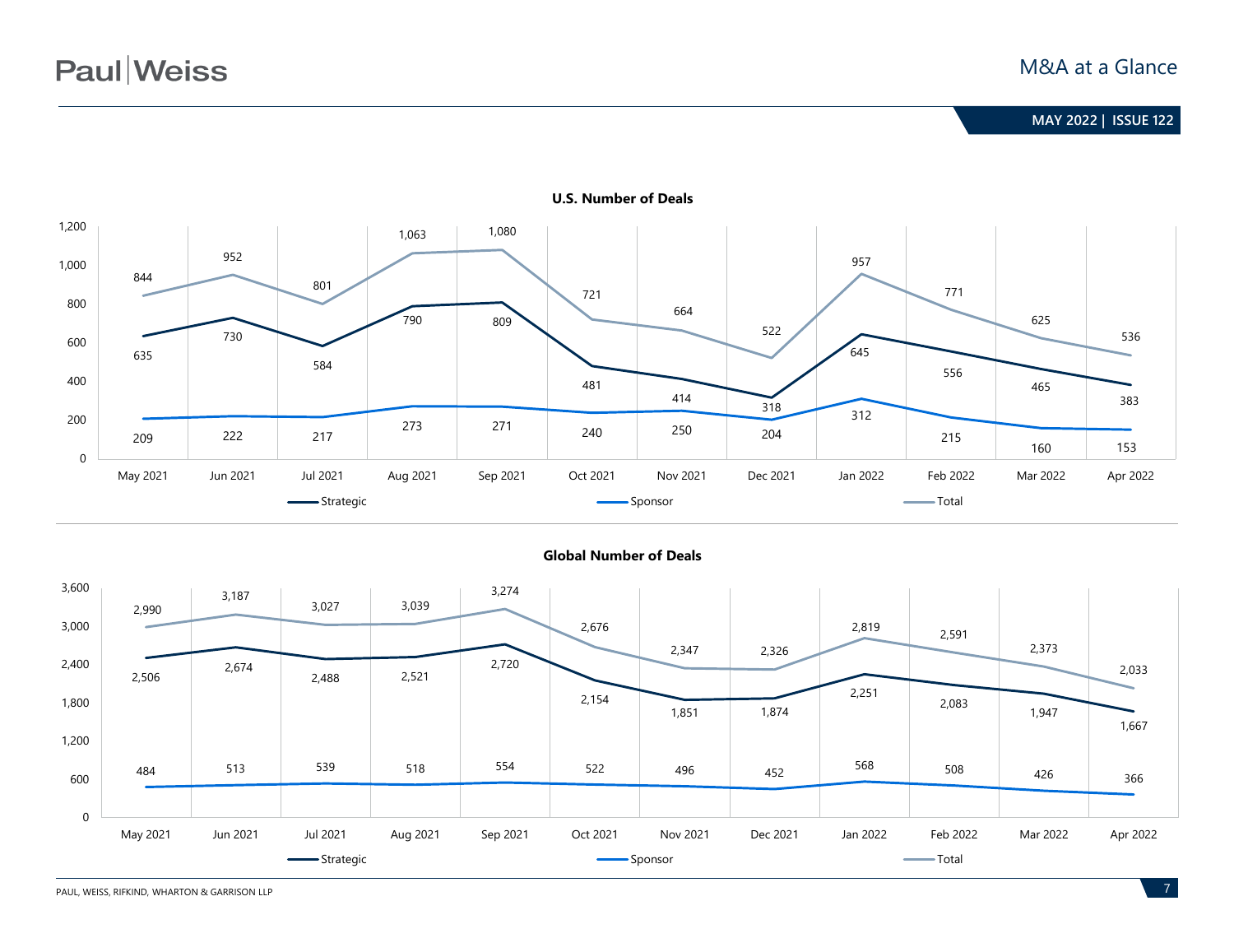### U.S. Number of Deals

1,200
1,000
800
600
400
200
0

May 2021 | Jun 2021 | Jul 2021 | Aug 2021 | Sep 2021 | Oct 2021 | Nov 2021 | Dec 2021 | Jan 2022 | Feb 2022 | Mar 2022 | Apr 2022

844, 952, 801, 1,063, 1,080, 721, 664, 522, 957, 771, 625, 536

635, 730, 584, 790, 809, 481, 414, 318, 645, 556, 465, 383

209, 222, 217, 273, 271, 240, 250, 204, 312, 215, 160, 153

Strategic
Sponsor
Total

### Global Number of Deals

3,600
3,000
2,400
1,800
1,200
600
0

May 2021 | Jun 2021 | Jul 2021 | Aug 2021 | Sep 2021 | Oct 2021 | Nov 2021 | Dec 2021 | Jan 2022 | Feb 2022 | Mar 2022 | Apr 2022

2,990, 3,187, 3,027, 3,039, 3,274, 2,676, 2,347, 2,326, 2,819, 2,591, 2,373, 2,033

2,506, 2,674, 2,488, 2,521, 2,720, 2,154, 1,851, 1,874, 2,251, 2,083, 1,947, 1,667

484, 513, 539, 518, 554, 522, 496, 452, 568, 508, 426, 366

Strategic
Sponsor
Total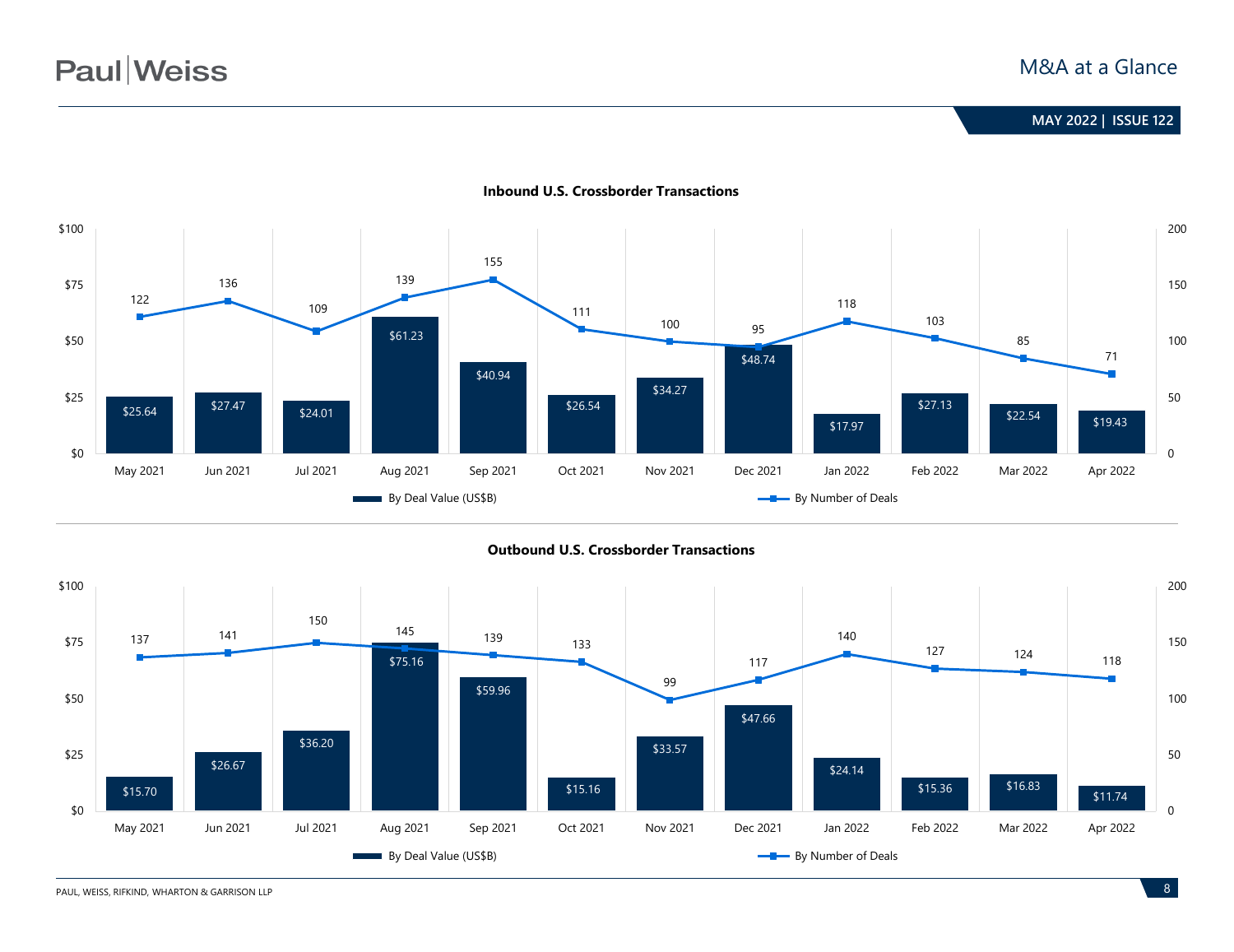### Inbound U.S. Crossborder Transactions

$100
$75
$50
$25
$0

200
150
100
50
0

122
136
109
139
155
111
100
95
118
103
85
71

$25.64
$27.47
$24.01
$61.23
$40.94
$26.54
$34.27
$48.74
$17.97
$27.13
$22.54
$19.43

May 2021
Jun 2021
Jul 2021
Aug 2021
Sep 2021
Oct 2021
Nov 2021
Dec 2021
Jan 2022
Feb 2022
Mar 2022
Apr 2022

By Deal Value (US$B)
By Number of Deals

### Outbound U.S. Crossborder Transactions

$100
$75
$50
$25
$0

200
150
100
50
0

137
141
150
145
139
133
99
117
140
127
124
118

$15.70
$26.67
$36.20
$75.16
$59.96
$15.16
$33.57
$47.66
$24.14
$15.36
$16.83
$11.74

May 2021
Jun 2021
Jul 2021
Aug 2021
Sep 2021
Oct 2021
Nov 2021
Dec 2021
Jan 2022
Feb 2022
Mar 2022
Apr 2022

By Deal Value (US$B)
By Number of Deals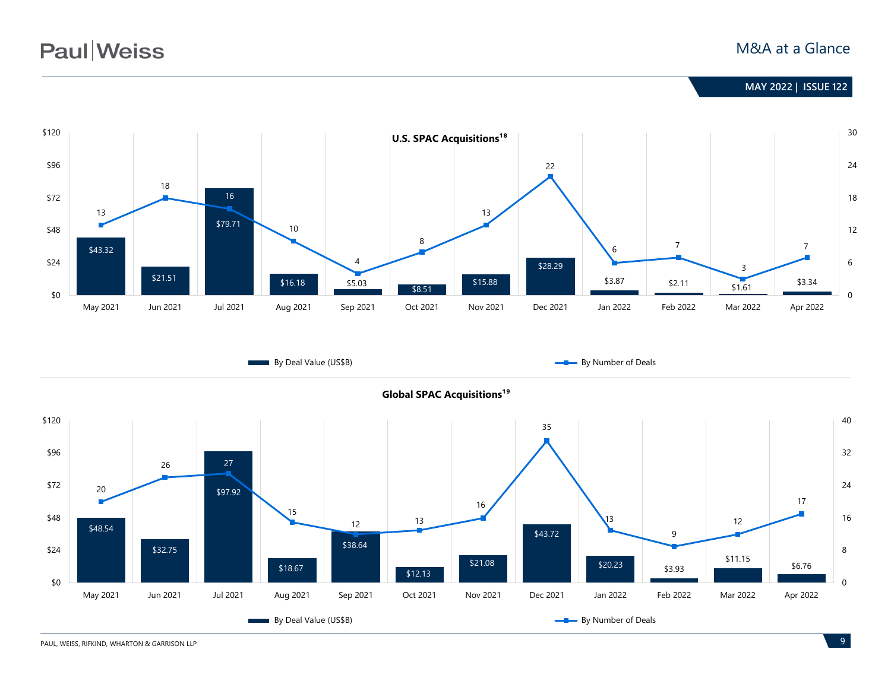## U.S. SPAC Acquisitions[18]

$120
$96
$72
$48
$24
$0

30
24
18
12
6
0

May 2021 | Jun 2021 | Jul 2021 | Aug 2021 | Sep 2021 | Oct 2021 | Nov 2021 | Dec 2021 | Jan 2022 | Feb 2022 | Mar 2022 | Apr 2022

$43.32, $21.51, $79.71, $16.18, $5.03, $8.51, $15.88, $28.29, $3.87, $2.11, $1.61, $3.34

13, 18, 16, 10, 4, 8, 13, 22, 6, 7, 3, 7

By Deal Value (US$B)
By Number of Deals

## Global SPAC Acquisitions[19]

$120
$96
$72
$48
$24
$0

40
32
24
16
8
0

May 2021 | Jun 2021 | Jul 2021 | Aug 2021 | Sep 2021 | Oct 2021 | Nov 2021 | Dec 2021 | Jan 2022 | Feb 2022 | Mar 2022 | Apr 2022

$48.54, $32.75, $97.92, $18.67, $38.64, $12.13, $21.08, $43.72, $20.23, $3.93, $11.15, $6.76

20, 26, 27, 15, 12, 13, 16, 35, 13, 9, 12, 17

By Deal Value (US$B)
By Number of Deals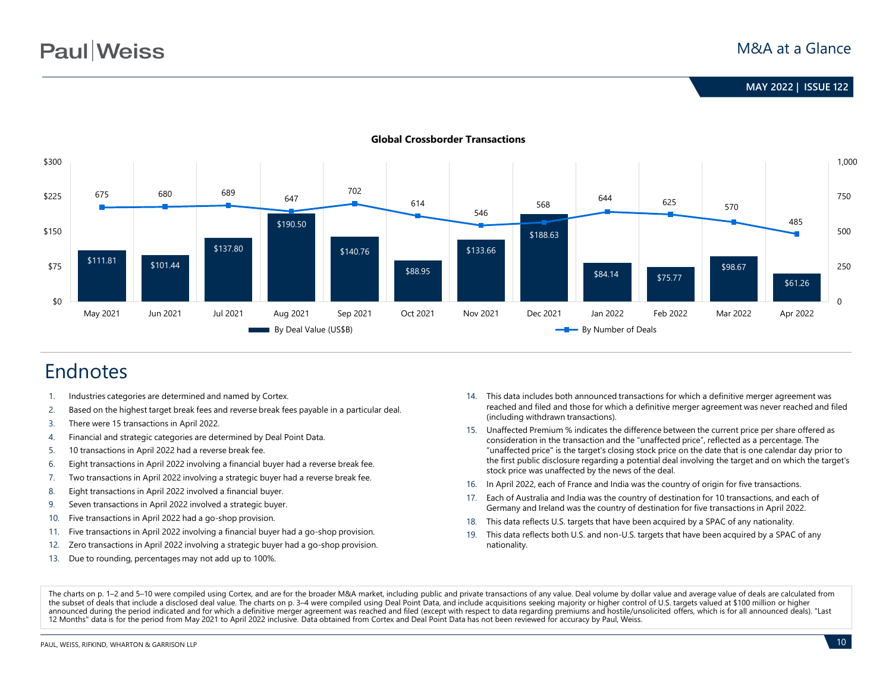**Global Crossborder Transactions**

$300
$225
$150
$75
$0

1,000
750
500
250
0

May 2021 | Jun 2021 | Jul 2021 | Aug 2021 | Sep 2021 | Oct 2021 | Nov 2021 | Dec 2021 | Jan 2022 | Feb 2022 | Mar 2022 | Apr 2022

By Deal Value (US$B): $111.81, $101.44, $137.80, $190.50, $140.76, $88.95, $133.66, $188.63, $84.14, $75.77, $98.67, $61.26

By Number of Deals: 675, 680, 689, 647, 702, 614, 546, 568, 644, 625, 570, 485

## Endnotes

1. Industries categories are determined and named by Cortex.
2. Based on the highest target break fees and reverse break fees payable in a particular deal.
3. There were 15 transactions in April 2022.
4. Financial and strategic categories are determined by Deal Point Data.
5. 10 transactions in April 2022 had a reverse break fee.
6. Eight transactions in April 2022 involving a financial buyer had a reverse break fee.
7. Two transactions in April 2022 involving a strategic buyer had a reverse break fee.
8. Eight transactions in April 2022 involved a financial buyer.
9. Seven transactions in April 2022 involved a strategic buyer.
10. Five transactions in April 2022 had a go-shop provision.
11. Five transactions in April 2022 involving a financial buyer had a go-shop provision.
12. Zero transactions in April 2022 involving a strategic buyer had a go-shop provision.
13. Due to rounding, percentages may not add up to 100%.
14. This data includes both announced transactions for which a definitive merger agreement was reached and filed and those for which a definitive merger agreement was never reached and filed (including withdrawn transactions).
15. Unaffected Premium % indicates the difference between the current price per share offered as consideration in the transaction and the "unaffected price", reflected as a percentage. The "unaffected price" is the target's closing stock price on the date that is one calendar day prior to the first public disclosure regarding a potential deal involving the target and on which the target's stock price was unaffected by the news of the deal.
16. In April 2022, each of France and India was the country of origin for five transactions.
17. Each of Australia and India was the country of destination for 10 transactions, and each of Germany and Ireland was the country of destination for five transactions in April 2022.
18. This data reflects U.S. targets that have been acquired by a SPAC of any nationality.
19. This data reflects both U.S. and non-U.S. targets that have been acquired by a SPAC of any nationality.

The charts on p. 1–2 and 5–10 were compiled using Cortex, and are for the broader M&A market, including public and private transactions of any value. Deal volume by dollar value and average value of deals are calculated from the subset of deals that include a disclosed deal value. The charts on p. 3–4 were compiled using Deal Point Data, and include acquisitions seeking majority or higher control of U.S. targets valued at $100 million or higher announced during the period indicated and for which a definitive merger agreement was reached and filed (except with respect to data regarding premiums and hostile/unsolicited offers, which is for all announced deals). "Last 12 Months" data is for the period from May 2021 to April 2022 inclusive. Data obtained from Cortex and Deal Point Data has not been reviewed for accuracy by Paul, Weiss.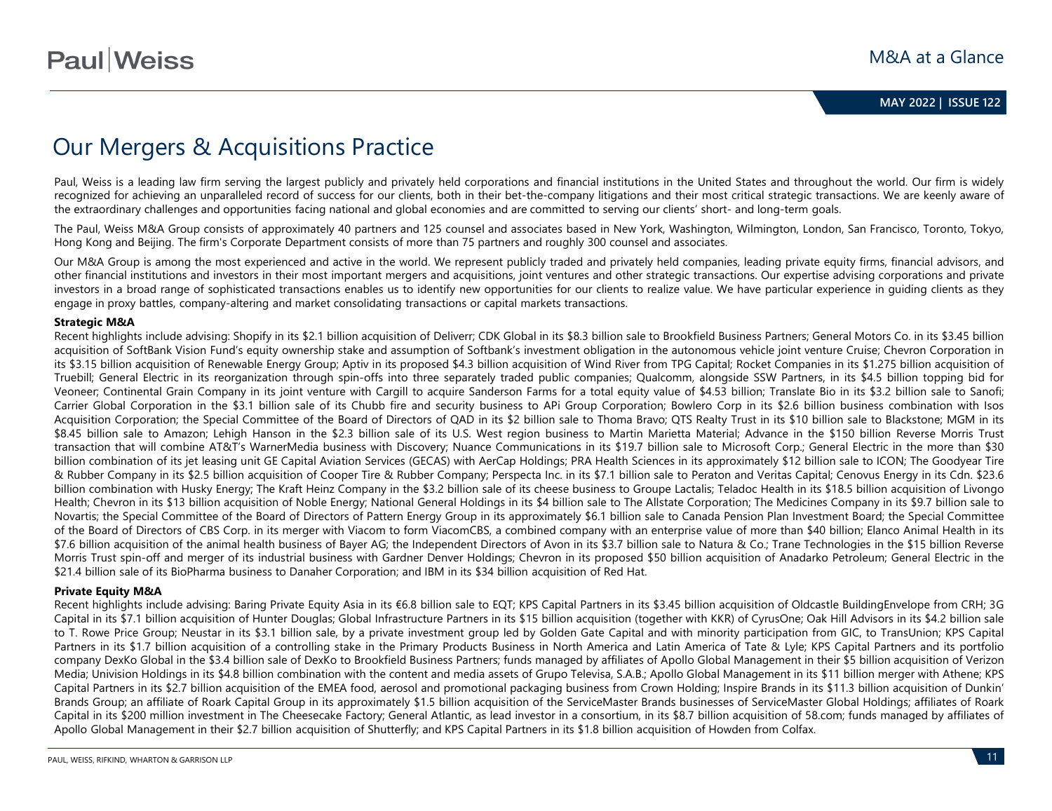# Our Mergers & Acquisitions Practice

Paul, Weiss is a leading law firm serving the largest publicly and privately held corporations and financial institutions in the United States and throughout the world. Our firm is widely recognized for achieving an unparalleled record of success for our clients, both in their bet-the-company litigations and their most critical strategic transactions. We are keenly aware of the extraordinary challenges and opportunities facing national and global economies and are committed to serving our clients' short- and long-term goals.

The Paul, Weiss M&A Group consists of approximately 40 partners and 125 counsel and associates based in New York, Washington, Wilmington, London, San Francisco, Toronto, Tokyo, Hong Kong and Beijing. The firm's Corporate Department consists of more than 75 partners and roughly 300 counsel and associates.

Our M&A Group is among the most experienced and active in the world. We represent publicly traded and privately held companies, leading private equity firms, financial advisors, and other financial institutions and investors in their most important mergers and acquisitions, joint ventures and other strategic transactions. Our expertise advising corporations and private investors in a broad range of sophisticated transactions enables us to identify new opportunities for our clients to realize value. We have particular experience in guiding clients as they engage in proxy battles, company-altering and market consolidating transactions or capital markets transactions.

**Strategic M&A**

Recent highlights include advising: Shopify in its $2.1 billion acquisition of Deliverr; CDK Global in its $8.3 billion sale to Brookfield Business Partners; General Motors Co. in its $3.45 billion acquisition of SoftBank Vision Fund's equity ownership stake and assumption of Softbank's investment obligation in the autonomous vehicle joint venture Cruise; Chevron Corporation in its $3.15 billion acquisition of Renewable Energy Group; Aptiv in its proposed $4.3 billion acquisition of Wind River from TPG Capital; Rocket Companies in its $1.275 billion acquisition of Truebill; General Electric in its reorganization through spin-offs into three separately traded public companies; Qualcomm, alongside SSW Partners, in its $4.5 billion topping bid for Veoneer; Continental Grain Company in its joint venture with Cargill to acquire Sanderson Farms for a total equity value of $4.53 billion; Translate Bio in its $3.2 billion sale to Sanofi; Carrier Global Corporation in the $3.1 billion sale of its Chubb fire and security business to APi Group Corporation; Bowlero Corp in its $2.6 billion business combination with Isos Acquisition Corporation; the Special Committee of the Board of Directors of QAD in its $2 billion sale to Thoma Bravo; QTS Realty Trust in its $10 billion sale to Blackstone; MGM in its $8.45 billion sale to Amazon; Lehigh Hanson in the $2.3 billion sale of its U.S. West region business to Martin Marietta Material; Advance in the $150 billion Reverse Morris Trust transaction that will combine AT&T's WarnerMedia business with Discovery; Nuance Communications in its $19.7 billion sale to Microsoft Corp.; General Electric in the more than $30 billion combination of its jet leasing unit GE Capital Aviation Services (GECAS) with AerCap Holdings; PRA Health Sciences in its approximately $12 billion sale to ICON; The Goodyear Tire & Rubber Company in its $2.5 billion acquisition of Cooper Tire & Rubber Company; Perspecta Inc. in its $7.1 billion sale to Peraton and Veritas Capital; Cenovus Energy in its Cdn. $23.6 billion combination with Husky Energy; The Kraft Heinz Company in the $3.2 billion sale of its cheese business to Groupe Lactalis; Teladoc Health in its $18.5 billion acquisition of Livongo Health; Chevron in its $13 billion acquisition of Noble Energy; National General Holdings in its $4 billion sale to The Allstate Corporation; The Medicines Company in its $9.7 billion sale to Novartis; the Special Committee of the Board of Directors of Pattern Energy Group in its approximately $6.1 billion sale to Canada Pension Plan Investment Board; the Special Committee of the Board of Directors of CBS Corp. in its merger with Viacom to form ViacomCBS, a combined company with an enterprise value of more than $40 billion; Elanco Animal Health in its $7.6 billion acquisition of the animal health business of Bayer AG; the Independent Directors of Avon in its $3.7 billion sale to Natura & Co.; Trane Technologies in the $15 billion Reverse Morris Trust spin-off and merger of its industrial business with Gardner Denver Holdings; Chevron in its proposed $50 billion acquisition of Anadarko Petroleum; General Electric in the $21.4 billion sale of its BioPharma business to Danaher Corporation; and IBM in its $34 billion acquisition of Red Hat.

**Private Equity M&A**

Recent highlights include advising: Baring Private Equity Asia in its €6.8 billion sale to EQT; KPS Capital Partners in its $3.45 billion acquisition of Oldcastle BuildingEnvelope from CRH; 3G Capital in its $7.1 billion acquisition of Hunter Douglas; Global Infrastructure Partners in its $15 billion acquisition (together with KKR) of CyrusOne; Oak Hill Advisors in its $4.2 billion sale to T. Rowe Price Group; Neustar in its $3.1 billion sale, by a private investment group led by Golden Gate Capital and with minority participation from GIC, to TransUnion; KPS Capital Partners in its $1.7 billion acquisition of a controlling stake in the Primary Products Business in North America and Latin America of Tate & Lyle; KPS Capital Partners and its portfolio company DexKo Global in the $3.4 billion sale of DexKo to Brookfield Business Partners; funds managed by affiliates of Apollo Global Management in their $5 billion acquisition of Verizon Media; Univision Holdings in its $4.8 billion combination with the content and media assets of Grupo Televisa, S.A.B.; Apollo Global Management in its $11 billion merger with Athene; KPS Capital Partners in its $2.7 billion acquisition of the EMEA food, aerosol and promotional packaging business from Crown Holding; Inspire Brands in its $11.3 billion acquisition of Dunkin' Brands Group; an affiliate of Roark Capital Group in its approximately $1.5 billion acquisition of the ServiceMaster Brands businesses of ServiceMaster Global Holdings; affiliates of Roark Capital in its $200 million investment in The Cheesecake Factory; General Atlantic, as lead investor in a consortium, in its $8.7 billion acquisition of 58.com; funds managed by affiliates of Apollo Global Management in their $2.7 billion acquisition of Shutterfly; and KPS Capital Partners in its $1.8 billion acquisition of Howden from Colfax.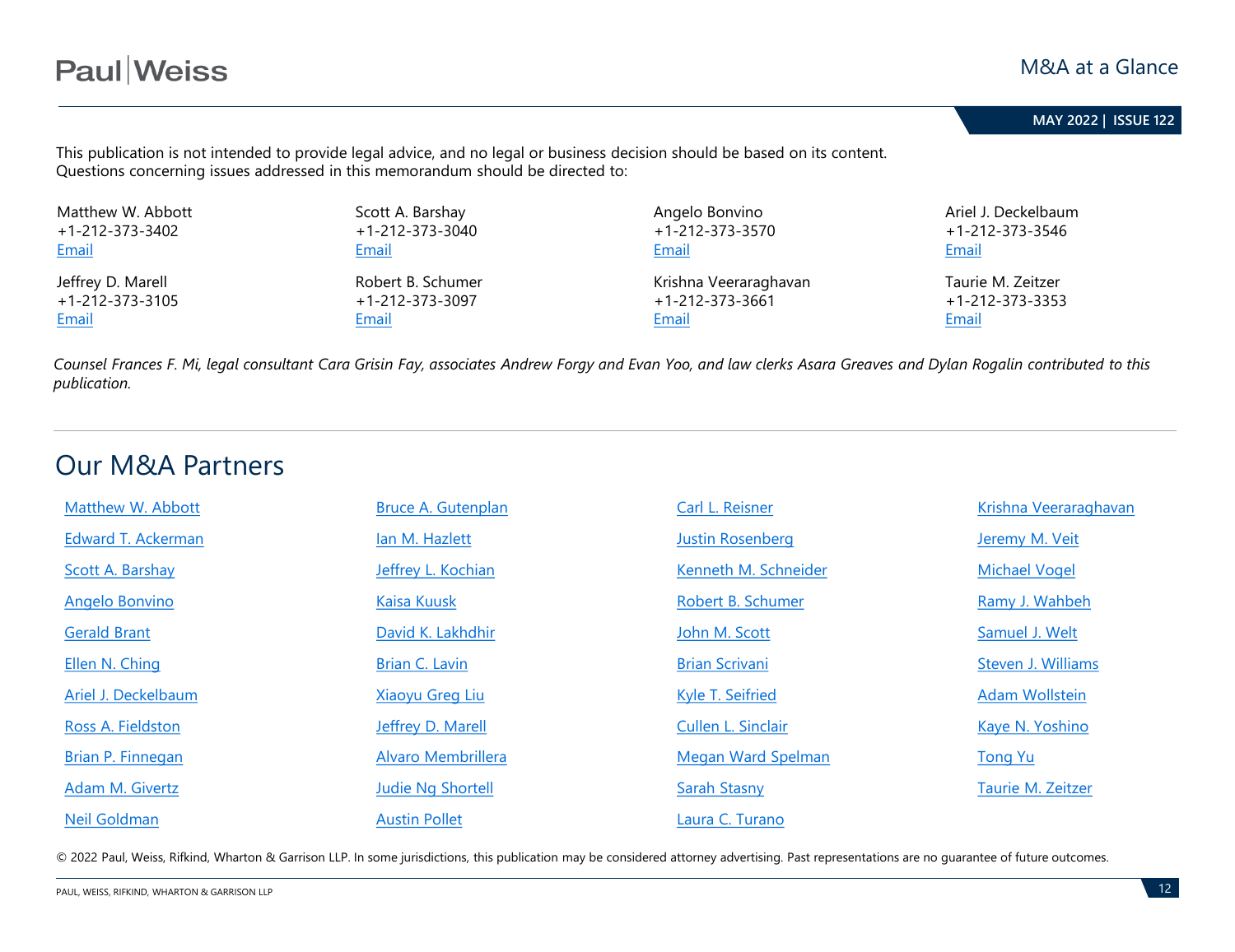This publication is not intended to provide legal advice, and no legal or business decision should be based on its content. Questions concerning issues addressed in this memorandum should be directed to:

Matthew W. Abbott
+1-212-373-3402
Email

Scott A. Barshay
+1-212-373-3040
Email

Angelo Bonvino
+1-212-373-3570
Email

Ariel J. Deckelbaum
+1-212-373-3546
Email

Jeffrey D. Marell
+1-212-373-3105
Email

Robert B. Schumer
+1-212-373-3097
Email

Krishna Veeraraghavan
+1-212-373-3661
Email

Taurie M. Zeitzer
+1-212-373-3353
Email

*Counsel Frances F. Mi, legal consultant Cara Grisin Fay, associates Andrew Forgy and Evan Yoo, and law clerks Asara Greaves and Dylan Rogalin contributed to this publication.*

## Our M&A Partners

Matthew W. Abbott
Edward T. Ackerman
Scott A. Barshay
Angelo Bonvino
Gerald Brant
Ellen N. Ching
Ariel J. Deckelbaum
Ross A. Fieldston
Brian P. Finnegan
Adam M. Givertz
Neil Goldman
Bruce A. Gutenplan
Ian M. Hazlett
Jeffrey L. Kochian
Kaisa Kuusk
David K. Lakhdhir
Brian C. Lavin
Xiaoyu Greg Liu
Jeffrey D. Marell
Alvaro Membrillera
Judie Ng Shortell
Austin Pollet
Carl L. Reisner
Justin Rosenberg
Kenneth M. Schneider
Robert B. Schumer
John M. Scott
Brian Scrivani
Kyle T. Seifried
Cullen L. Sinclair
Megan Ward Spelman
Sarah Stasny
Laura C. Turano
Krishna Veeraraghavan
Jeremy M. Veit
Michael Vogel
Ramy J. Wahbeh
Samuel J. Welt
Steven J. Williams
Adam Wollstein
Kaye N. Yoshino
Tong Yu
Taurie M. Zeitzer

© 2022 Paul, Weiss, Rifkind, Wharton & Garrison LLP. In some jurisdictions, this publication may be considered attorney advertising. Past representations are no guarantee of future outcomes.